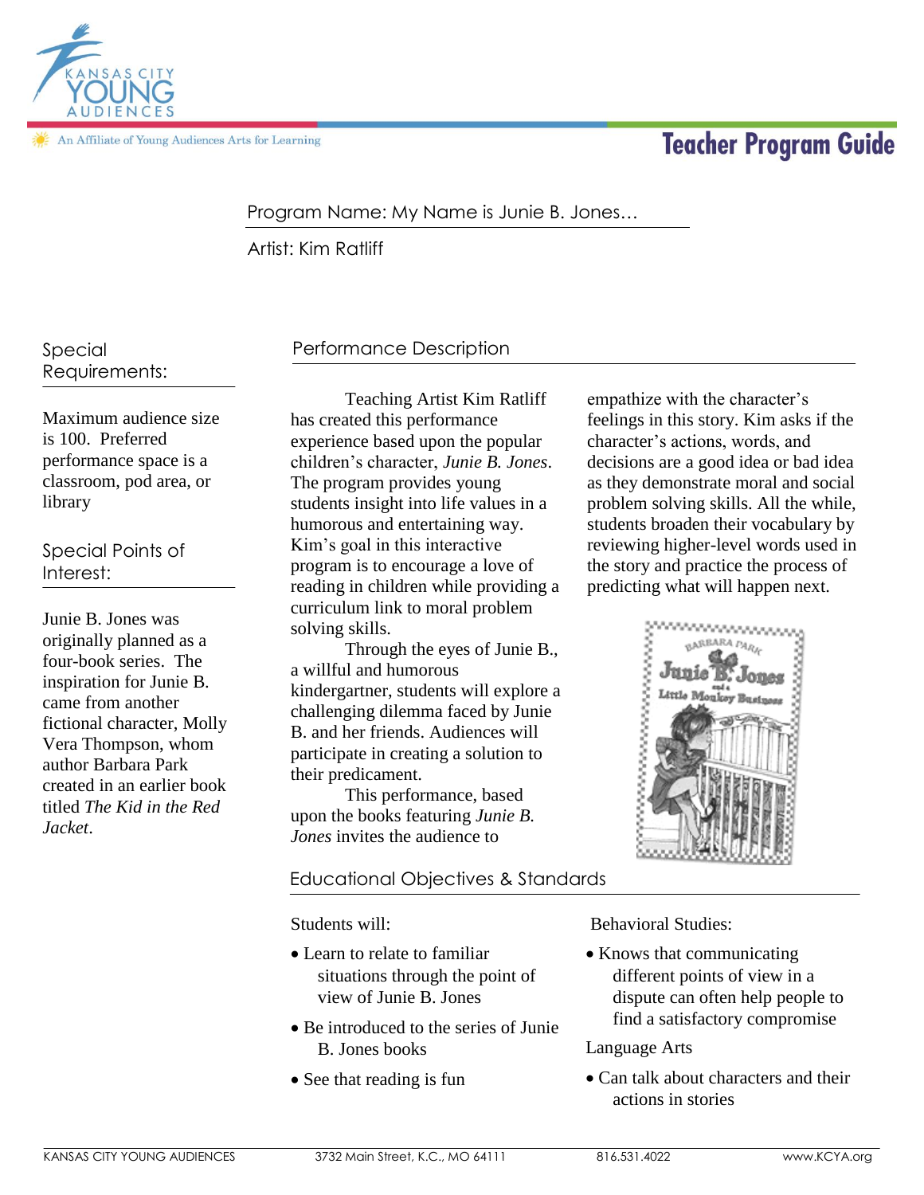Kansas City Young Audiences

An Affiliate of Young Audiences Arts for Learning

# Teacher Program Guide

Program Name: My Name is Junie B. Jones…

Artist: Kim Ratliff

## Special Requirements:

Maximum audience size is 100. Preferred performance space is a classroom, pod area, or library

## Special Points of Interest:

Junie B. Jones was originally planned as a four-book series. The inspiration for Junie B. came from another fictional character, Molly Vera Thompson, whom author Barbara Park created in an earlier book titled *The Kid in the Red Jacket*.

## Performance Description

Teaching Artist Kim Ratliff has created this performance experience based upon the popular children's character, *Junie B. Jones*. The program provides young students insight into life values in a humorous and entertaining way. Kim's goal in this interactive program is to encourage a love of reading in children while providing a curriculum link to moral problem solving skills.

Through the eyes of Junie B., a willful and humorous kindergartner, students will explore a challenging dilemma faced by Junie B. and her friends. Audiences will participate in creating a solution to their predicament.

This performance, based upon the books featuring *Junie B. Jones* invites the audience to empathize with the character's feelings in this story. Kim asks if the character's actions, words, and decisions are a good idea or bad idea as they demonstrate moral and social problem solving skills. All the while, students broaden their vocabulary by reviewing higher-level words used in the story and practice the process of predicting what will happen next.

## Educational Objectives & Standards

Students will:

- Learn to relate to familiar situations through the point of view of Junie B. Jones
- Be introduced to the series of Junie B. Jones books
- See that reading is fun

Behavioral Studies:

- Knows that communicating different points of view in a dispute can often help people to find a satisfactory compromise

Language Arts

- Can talk about characters and their actions in stories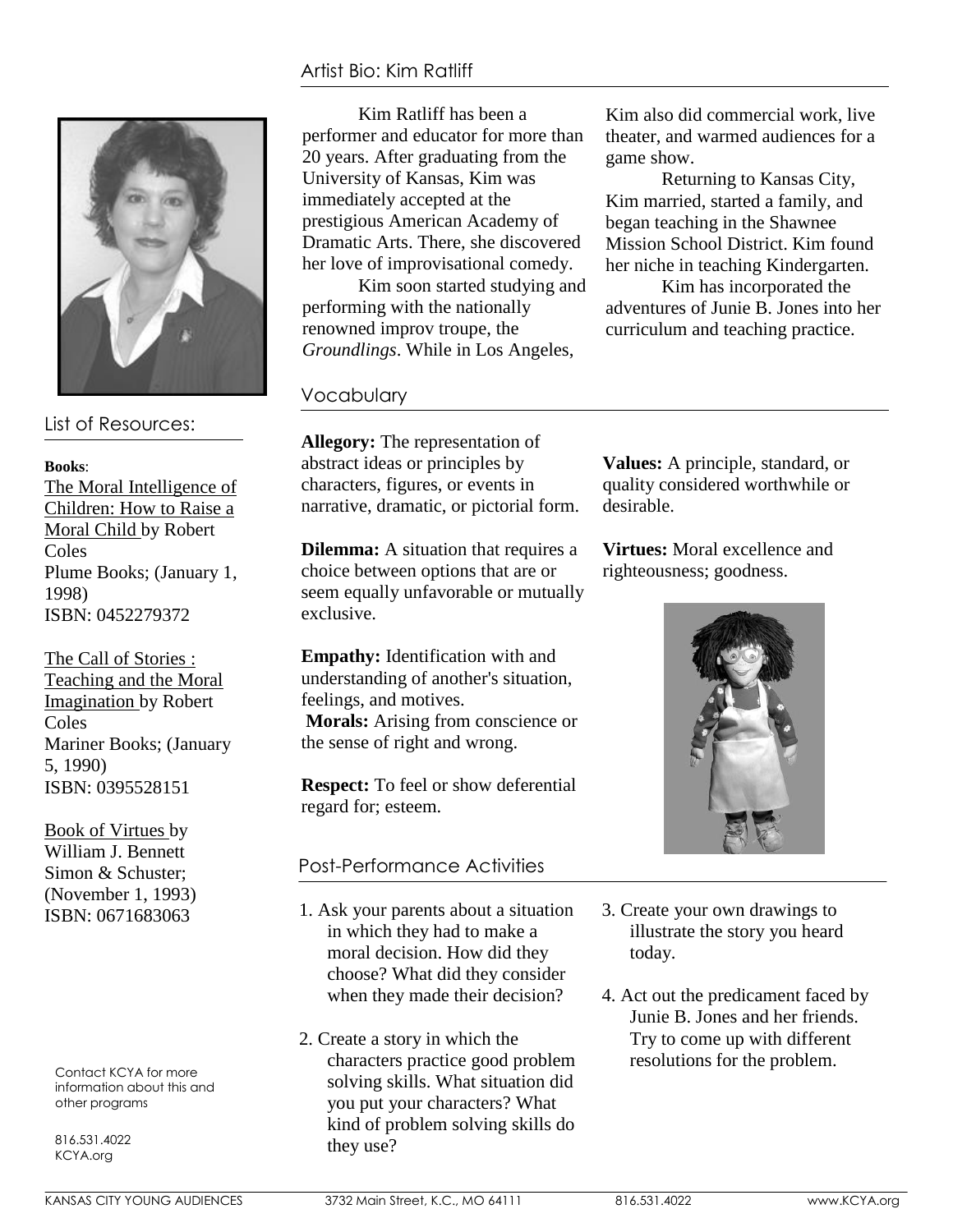## Artist Bio: Kim Ratliff

Kim Ratliff has been a performer and educator for more than 20 years. After graduating from the University of Kansas, Kim was immediately accepted at the prestigious American Academy of Dramatic Arts. There, she discovered her love of improvisational comedy.

Kim soon started studying and performing with the nationally renowned improv troupe, the *Groundlings*. While in Los Angeles, Kim also did commercial work, live theater, and warmed audiences for a game show.

Returning to Kansas City, Kim married, started a family, and began teaching in the Shawnee Mission School District. Kim found her niche in teaching Kindergarten.

Kim has incorporated the adventures of Junie B. Jones into her curriculum and teaching practice.

## List of Resources:

**Books**:

The Moral Intelligence of Children: How to Raise a Moral Child by Robert Coles
Plume Books; (January 1, 1998)
ISBN: 0452279372

The Call of Stories : Teaching and the Moral Imagination by Robert Coles
Mariner Books; (January 5, 1990)
ISBN: 0395528151

Book of Virtues by William J. Bennett
Simon & Schuster; (November 1, 1993)
ISBN: 0671683063

Contact KCYA for more information about this and other programs

816.531.4022
KCYA.org

## Vocabulary

**Allegory:** The representation of abstract ideas or principles by characters, figures, or events in narrative, dramatic, or pictorial form.

**Dilemma:** A situation that requires a choice between options that are or seem equally unfavorable or mutually exclusive.

**Empathy:** Identification with and understanding of another's situation, feelings, and motives.

**Morals:** Arising from conscience or the sense of right and wrong.

**Respect:** To feel or show deferential regard for; esteem.

**Values:** A principle, standard, or quality considered worthwhile or desirable.

**Virtues:** Moral excellence and righteousness; goodness.

## Post-Performance Activities

1. Ask your parents about a situation in which they had to make a moral decision. How did they choose? What did they consider when they made their decision?
2. Create a story in which the characters practice good problem solving skills. What situation did you put your characters? What kind of problem solving skills do they use?
3. Create your own drawings to illustrate the story you heard today.
4. Act out the predicament faced by Junie B. Jones and her friends. Try to come up with different resolutions for the problem.